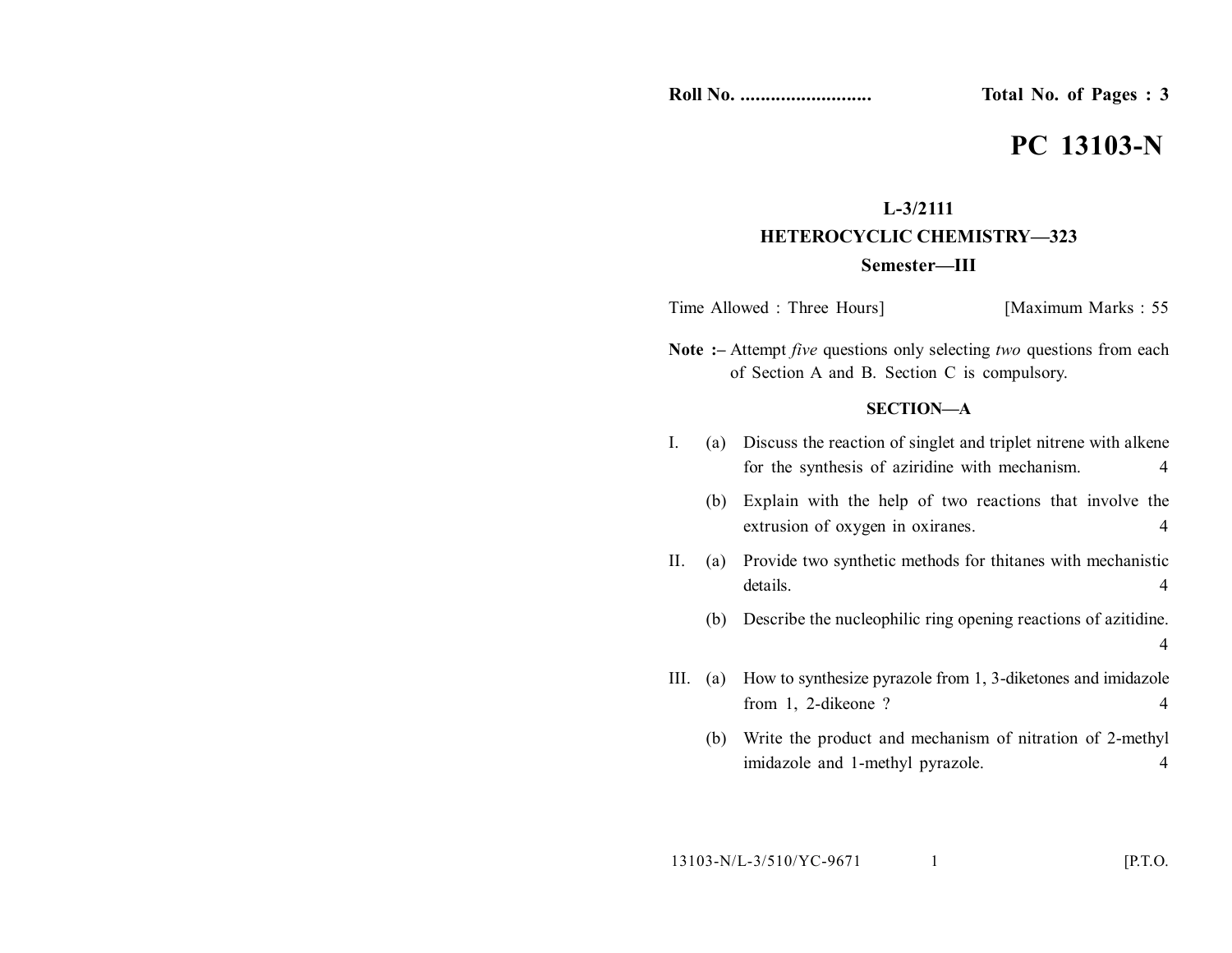**Roll No. ..........................** **Total No. of Pages : 3**

# PC 13103-N

**L-3/2111**

**HETEROCYCLIC CHEMISTRY—323**

**Semester—III**

Time Allowed : Three Hours] [Maximum Marks : 55

**Note :–** Attempt *five* questions only selecting *two* questions from each of Section A and B. Section C is compulsory.

## SECTION—A

I. (a) Discuss the reaction of singlet and triplet nitrene with alkene for the synthesis of aziridine with mechanism. 4

(b) Explain with the help of two reactions that involve the extrusion of oxygen in oxiranes. 4

II. (a) Provide two synthetic methods for thitanes with mechanistic details. 4

(b) Describe the nucleophilic ring opening reactions of azitidine. 4

III. (a) How to synthesize pyrazole from 1, 3-diketones and imidazole from 1, 2-dikeone ? 4

(b) Write the product and mechanism of nitration of 2-methyl imidazole and 1-methyl pyrazole. 4

13103-N/L-3/510/YC-9671 [P.T.O.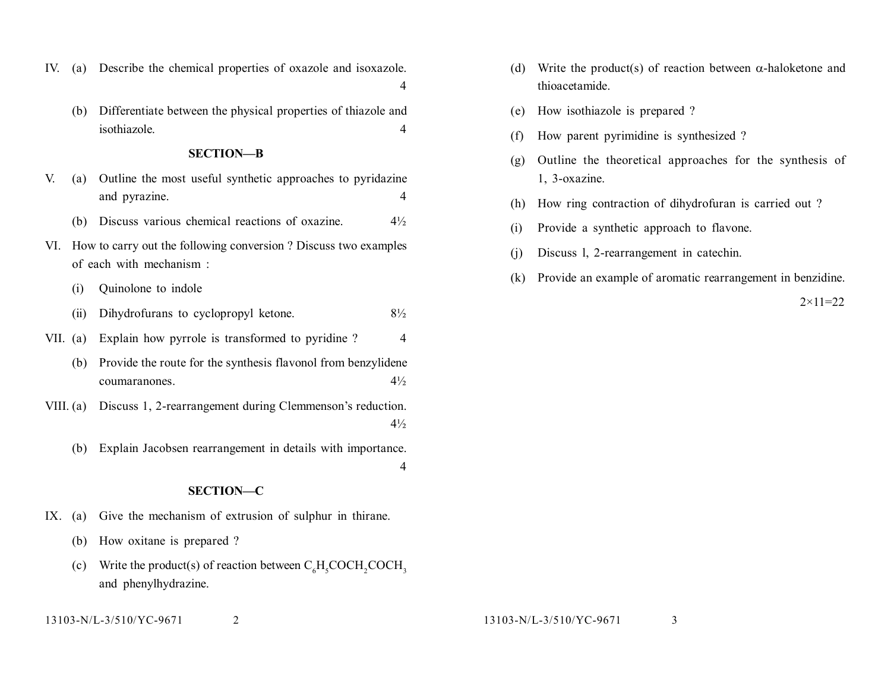IV. (a) Describe the chemical properties of oxazole and isoxazole. 4

(b) Differentiate between the physical properties of thiazole and isothiazole. 4

## SECTION—B

V. (a) Outline the most useful synthetic approaches to pyridazine and pyrazine. 4

(b) Discuss various chemical reactions of oxazine. 4½

VI. How to carry out the following conversion ? Discuss two examples of each with mechanism :

(i) Quinolone to indole

(ii) Dihydrofurans to cyclopropyl ketone. 8½

VII. (a) Explain how pyrrole is transformed to pyridine ? 4

(b) Provide the route for the synthesis flavonol from benzylidene coumaranones. 4½

VIII. (a) Discuss 1, 2-rearrangement during Clemmenson's reduction. 4½

(b) Explain Jacobsen rearrangement in details with importance. 4

## SECTION—C

IX. (a) Give the mechanism of extrusion of sulphur in thirane.

(b) How oxitane is prepared ?

(c) Write the product(s) of reaction between $C_6H_5COCH_2COCH_3$ and phenylhydrazine.

(d) Write the product(s) of reaction between α-haloketone and thioacetamide.

(e) How isothiazole is prepared ?

(f) How parent pyrimidine is synthesized ?

(g) Outline the theoretical approaches for the synthesis of 1, 3-oxazine.

(h) How ring contraction of dihydrofuran is carried out ?

(i) Provide a synthetic approach to flavone.

(j) Discuss l, 2-rearrangement in catechin.

(k) Provide an example of aromatic rearrangement in benzidine.

2×11=22